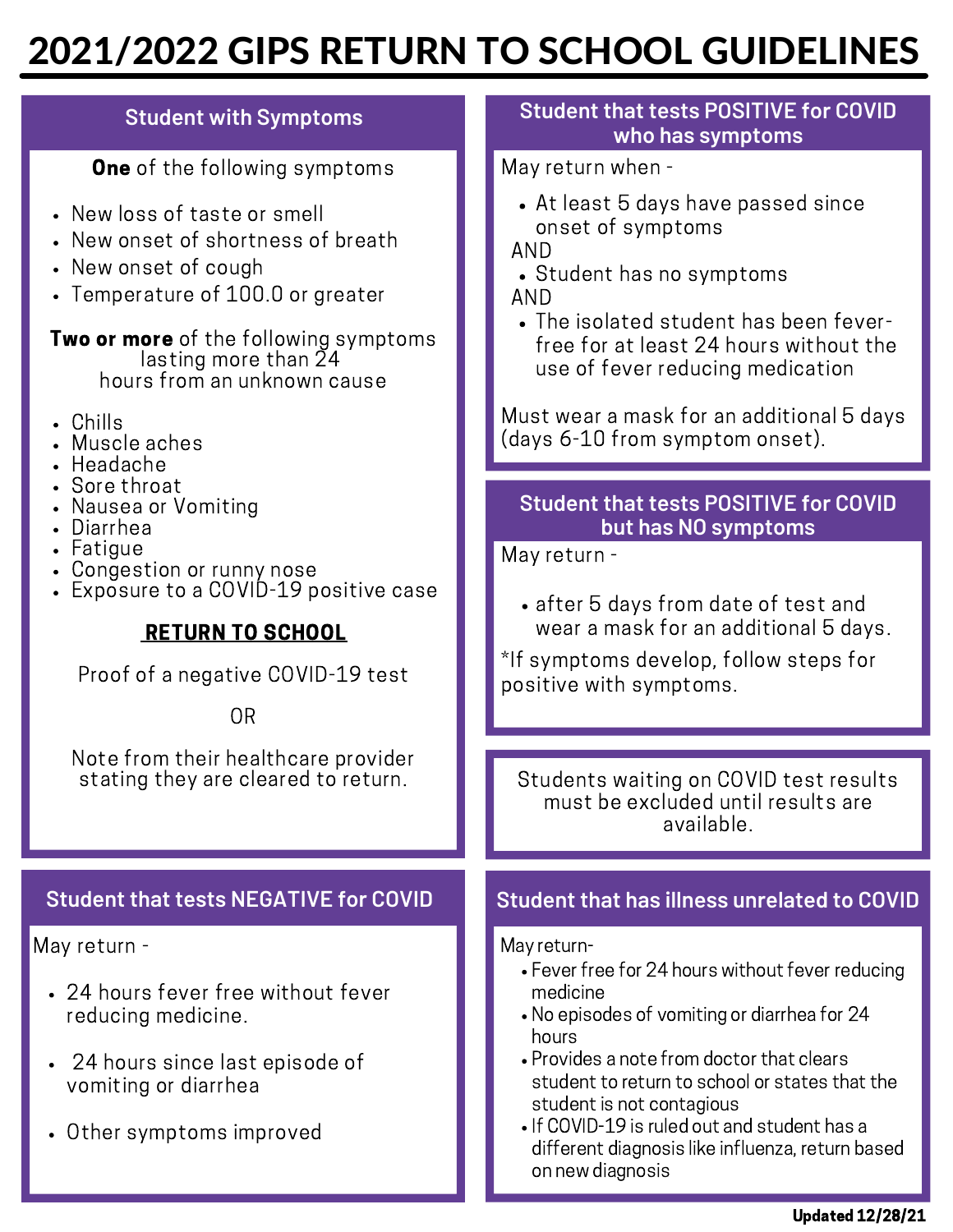# 2021/2022 GIPS RETURN TO SCHOOL GUIDELINES

## Student with Symptoms

**One** of the following symptoms

- New loss of taste or smell
- New onset of shortness of breath
- New onset of cough
- Temperature of 100.0 or greater

**Two or more** of the following symptoms lasting more than 24 hours from an unknown cause

- Chills
- Muscle aches
- Headache
- Sore throat
- Nausea or Vomiting
- Diarrhea
- Fatigue
- Congestion or runny nose
- Exposure to a COVID-19 positive case

**RETURN TO SCHOOL**

Proof of a negative COVID-19 test

OR

Note from their healthcare provider stating they are cleared to return.

## Student that tests NEGATIVE for COVID

May return -

- 24 hours fever free without fever reducing medicine.
- 24 hours since last episode of vomiting or diarrhea
- Other symptoms improved

## Student that tests POSITIVE for COVID who has symptoms

May return when -

- At least 5 days have passed since onset of symptoms

AND

- Student has no symptoms

AND

- The isolated student has been fever-free for at least 24 hours without the use of fever reducing medication

Must wear a mask for an additional 5 days (days 6-10 from symptom onset).

## Student that tests POSITIVE for COVID but has NO symptoms

May return -

- after 5 days from date of test and wear a mask for an additional 5 days.

*If symptoms develop, follow steps for positive with symptoms.

Students waiting on COVID test results must be excluded until results are available.

## Student that has illness unrelated to COVID

May return-

- Fever free for 24 hours without fever reducing medicine
- No episodes of vomiting or diarrhea for 24 hours
- Provides a note from doctor that clears student to return to school or states that the student is not contagious
- If COVID-19 is ruled out and student has a different diagnosis like influenza, return based on new diagnosis

**Updated 12/28/21**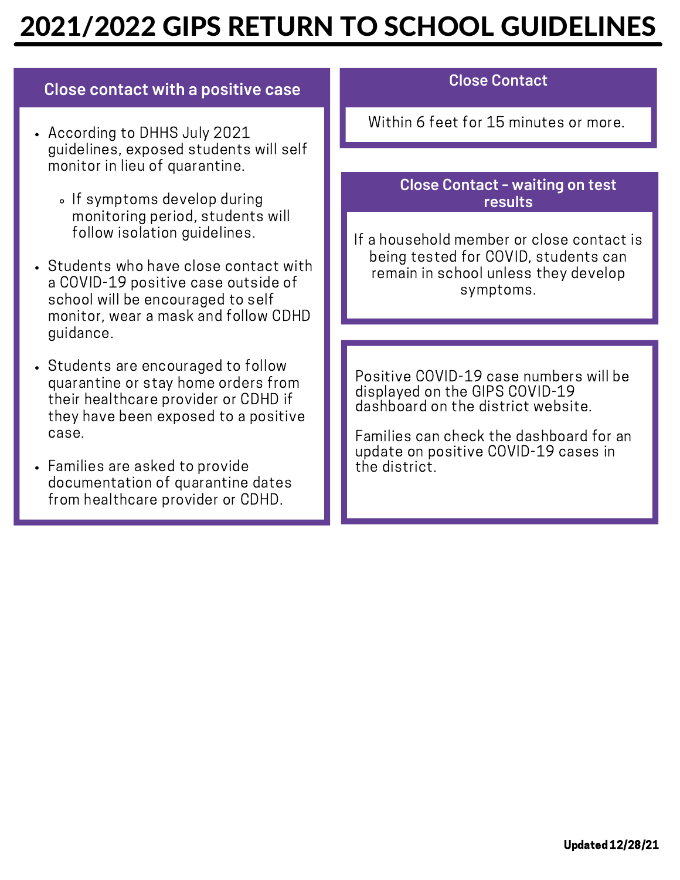# 2021/2022 GIPS RETURN TO SCHOOL GUIDELINES

## Close contact with a positive case

- According to DHHS July 2021 guidelines, exposed students will self monitor in lieu of quarantine.
  - If symptoms develop during monitoring period, students will follow isolation guidelines.
- Students who have close contact with a COVID-19 positive case outside of school will be encouraged to self monitor, wear a mask and follow CDHD guidance.
- Students are encouraged to follow quarantine or stay home orders from their healthcare provider or CDHD if they have been exposed to a positive case.
- Families are asked to provide documentation of quarantine dates from healthcare provider or CDHD.

## Close Contact

Within 6 feet for 15 minutes or more.

## Close Contact - waiting on test results

If a household member or close contact is being tested for COVID, students can remain in school unless they develop symptoms.

Positive COVID-19 case numbers will be displayed on the GIPS COVID-19 dashboard on the district website.

Families can check the dashboard for an update on positive COVID-19 cases in the district.

**Updated 12/28/21**